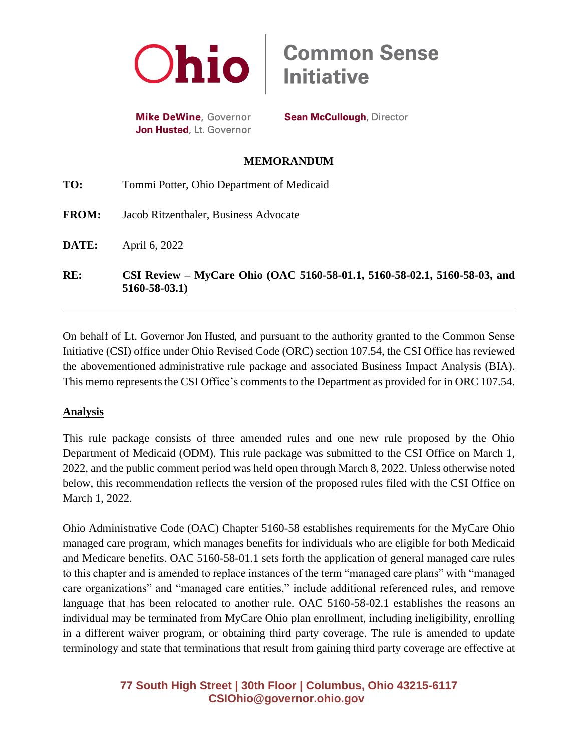**Ohio** | **Common Sense Initiative**

**Mike DeWine**, Governor
**Jon Husted**, Lt. Governor

**Sean McCullough**, Director

## MEMORANDUM

**TO:** Tommi Potter, Ohio Department of Medicaid

**FROM:** Jacob Ritzenthaler, Business Advocate

**DATE:** April 6, 2022

**RE:** **CSI Review – MyCare Ohio (OAC 5160-58-01.1, 5160-58-02.1, 5160-58-03, and 5160-58-03.1)**

---

On behalf of Lt. Governor Jon Husted, and pursuant to the authority granted to the Common Sense Initiative (CSI) office under Ohio Revised Code (ORC) section 107.54, the CSI Office has reviewed the abovementioned administrative rule package and associated Business Impact Analysis (BIA). This memo represents the CSI Office's comments to the Department as provided for in ORC 107.54.

### Analysis

This rule package consists of three amended rules and one new rule proposed by the Ohio Department of Medicaid (ODM). This rule package was submitted to the CSI Office on March 1, 2022, and the public comment period was held open through March 8, 2022. Unless otherwise noted below, this recommendation reflects the version of the proposed rules filed with the CSI Office on March 1, 2022.

Ohio Administrative Code (OAC) Chapter 5160-58 establishes requirements for the MyCare Ohio managed care program, which manages benefits for individuals who are eligible for both Medicaid and Medicare benefits. OAC 5160-58-01.1 sets forth the application of general managed care rules to this chapter and is amended to replace instances of the term "managed care plans" with "managed care organizations" and "managed care entities," include additional referenced rules, and remove language that has been relocated to another rule. OAC 5160-58-02.1 establishes the reasons an individual may be terminated from MyCare Ohio plan enrollment, including ineligibility, enrolling in a different waiver program, or obtaining third party coverage. The rule is amended to update terminology and state that terminations that result from gaining third party coverage are effective at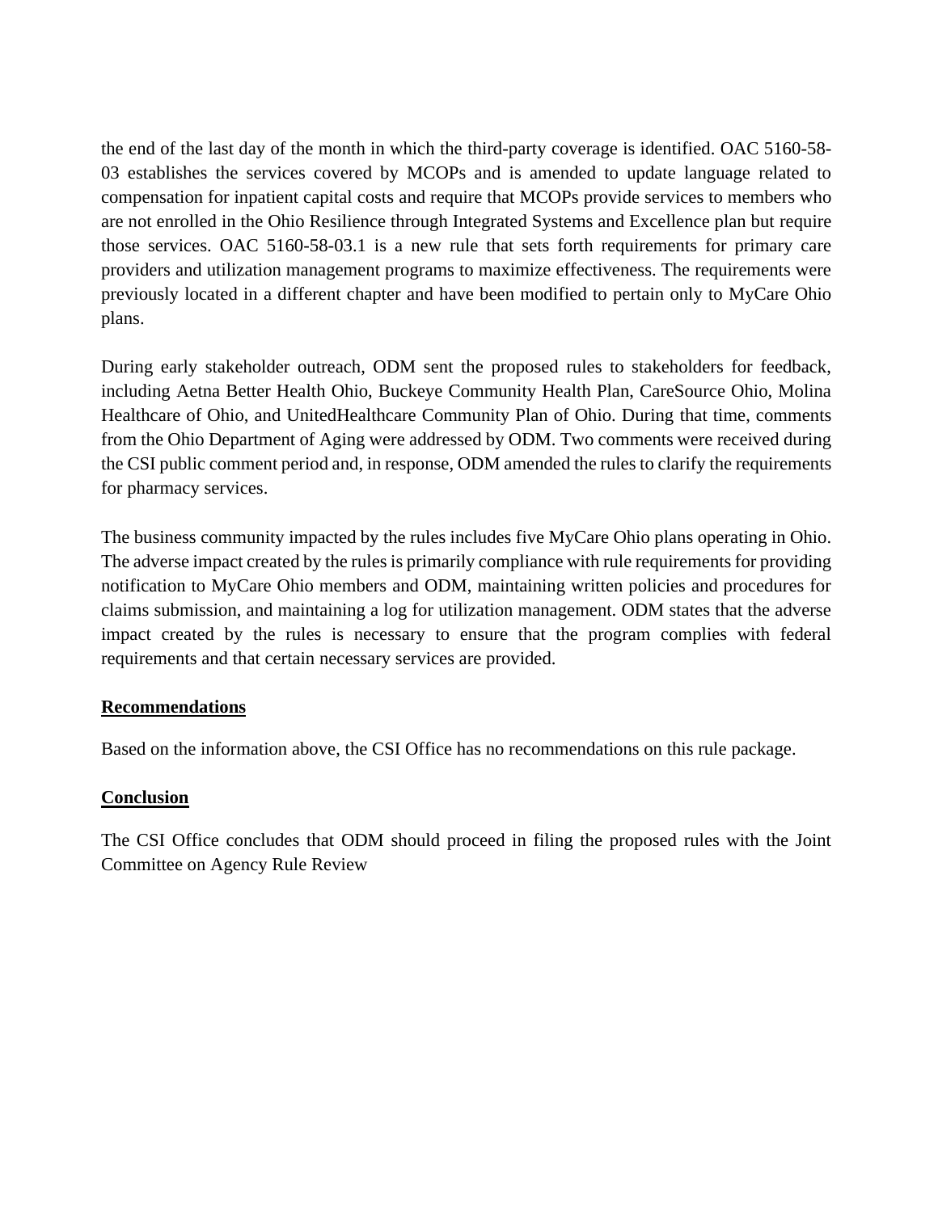the end of the last day of the month in which the third-party coverage is identified. OAC 5160-58-03 establishes the services covered by MCOPs and is amended to update language related to compensation for inpatient capital costs and require that MCOPs provide services to members who are not enrolled in the Ohio Resilience through Integrated Systems and Excellence plan but require those services. OAC 5160-58-03.1 is a new rule that sets forth requirements for primary care providers and utilization management programs to maximize effectiveness. The requirements were previously located in a different chapter and have been modified to pertain only to MyCare Ohio plans.

During early stakeholder outreach, ODM sent the proposed rules to stakeholders for feedback, including Aetna Better Health Ohio, Buckeye Community Health Plan, CareSource Ohio, Molina Healthcare of Ohio, and UnitedHealthcare Community Plan of Ohio. During that time, comments from the Ohio Department of Aging were addressed by ODM. Two comments were received during the CSI public comment period and, in response, ODM amended the rules to clarify the requirements for pharmacy services.

The business community impacted by the rules includes five MyCare Ohio plans operating in Ohio. The adverse impact created by the rules is primarily compliance with rule requirements for providing notification to MyCare Ohio members and ODM, maintaining written policies and procedures for claims submission, and maintaining a log for utilization management. ODM states that the adverse impact created by the rules is necessary to ensure that the program complies with federal requirements and that certain necessary services are provided.

**Recommendations**

Based on the information above, the CSI Office has no recommendations on this rule package.

**Conclusion**

The CSI Office concludes that ODM should proceed in filing the proposed rules with the Joint Committee on Agency Rule Review